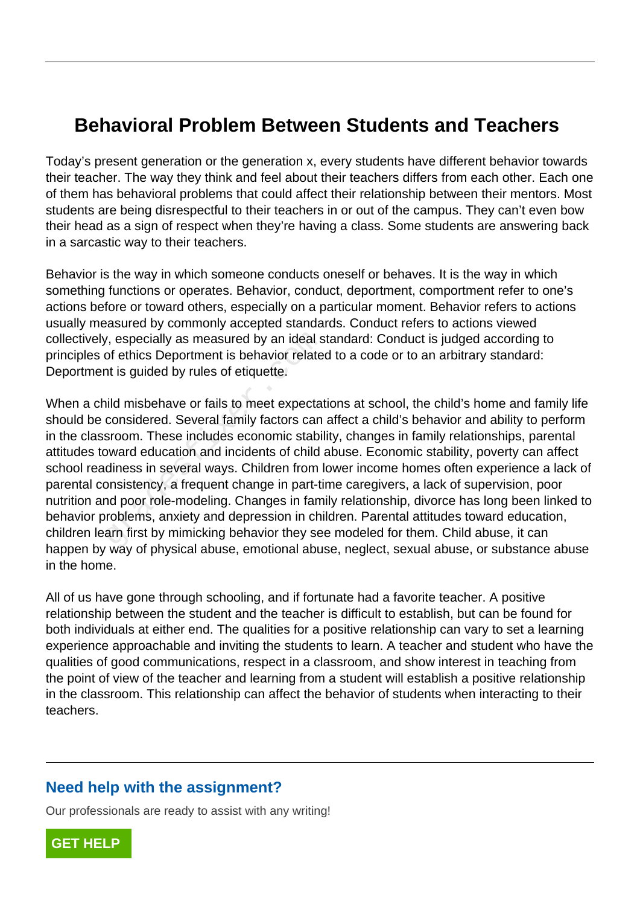# Behavioral Problem Between Students and Teachers

Today's present generation or the generation x, every students have different behavior towards their teacher. The way they think and feel about their teachers differs from each other. Each one of them has behavioral problems that could affect their relationship between their mentors. Most students are being disrespectful to their teachers in or out of the campus. They can't even bow their head as a sign of respect when they're having a class. Some students are answering back in a sarcastic way to their teachers.

Behavior is the way in which someone conducts oneself or behaves. It is the way in which something functions or operates. Behavior, conduct, deportment, comportment refer to one's actions before or toward others, especially on a particular moment. Behavior refers to actions usually measured by commonly accepted standards. Conduct refers to actions viewed collectively, especially as measured by an ideal standard: Conduct is judged according to principles of ethics Deportment is behavior related to a code or to an arbitrary standard: Deportment is guided by rules of etiquette.

When a child misbehave or fails to meet expectations at school, the child's home and family life should be considered. Several family factors can affect a child's behavior and ability to perform in the classroom. These includes economic stability, changes in family relationships, parental attitudes toward education and incidents of child abuse. Economic stability, poverty can affect school readiness in several ways. Children from lower income homes often experience a lack of parental consistency, a frequent change in part-time caregivers, a lack of supervision, poor nutrition and poor role-modeling. Changes in family relationship, divorce has long been linked to behavior problems, anxiety and depression in children. Parental attitudes toward education, children learn first by mimicking behavior they see modeled for them. Child abuse, it can happen by way of physical abuse, emotional abuse, neglect, sexual abuse, or substance abuse in the home.

All of us have gone through schooling, and if fortunate had a favorite teacher. A positive relationship between the student and the teacher is difficult to establish, but can be found for both individuals at either end. The qualities for a positive relationship can vary to set a learning experience approachable and inviting the students to learn. A teacher and student who have the qualities of good communications, respect in a classroom, and show interest in teaching from the point of view of the teacher and learning from a student will establish a positive relationship in the classroom. This relationship can affect the behavior of students when interacting to their teachers.

## Need help with the assignment?

Our professionals are ready to assist with any writing!

**GET HELP**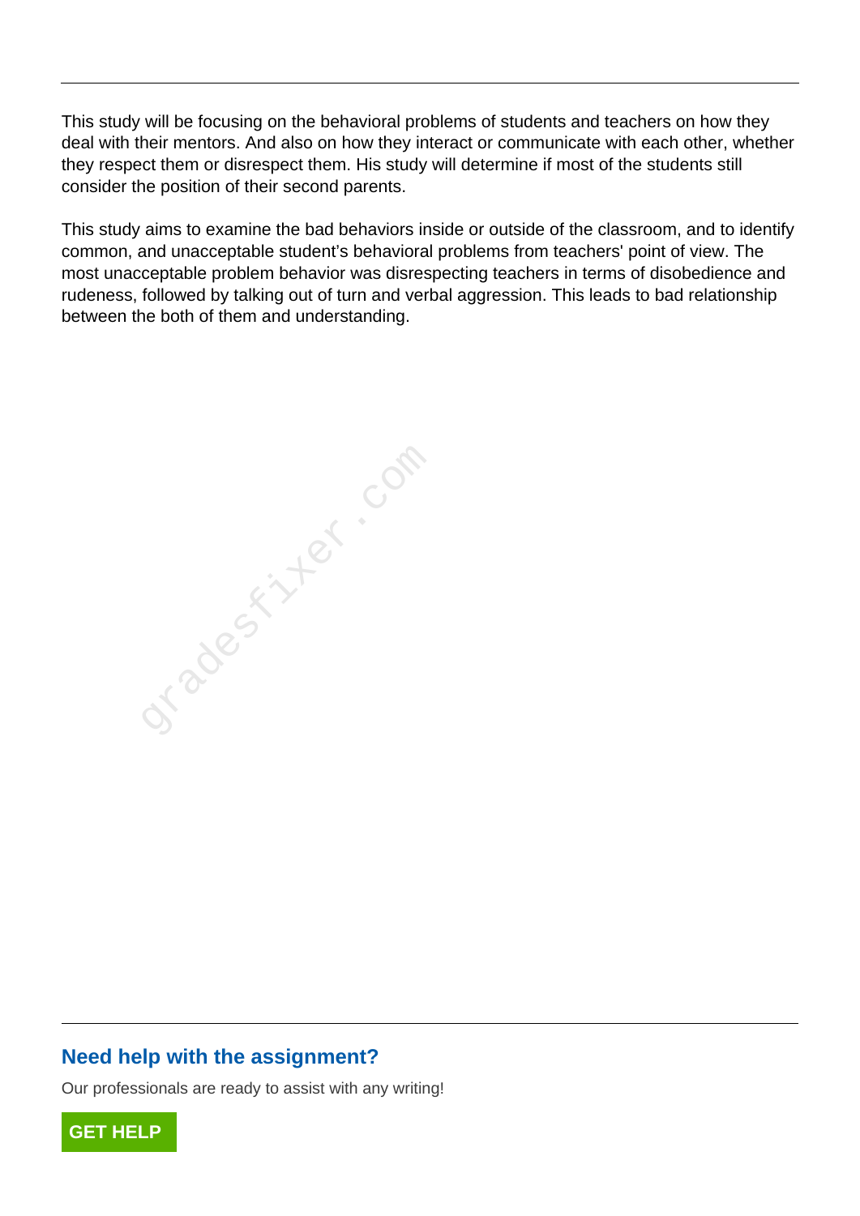This study will be focusing on the behavioral problems of students and teachers on how they deal with their mentors. And also on how they interact or communicate with each other, whether they respect them or disrespect them. His study will determine if most of the students still consider the position of their second parents.

This study aims to examine the bad behaviors inside or outside of the classroom, and to identify common, and unacceptable student's behavioral problems from teachers' point of view. The most unacceptable problem behavior was disrespecting teachers in terms of disobedience and rudeness, followed by talking out of turn and verbal aggression. This leads to bad relationship between the both of them and understanding.